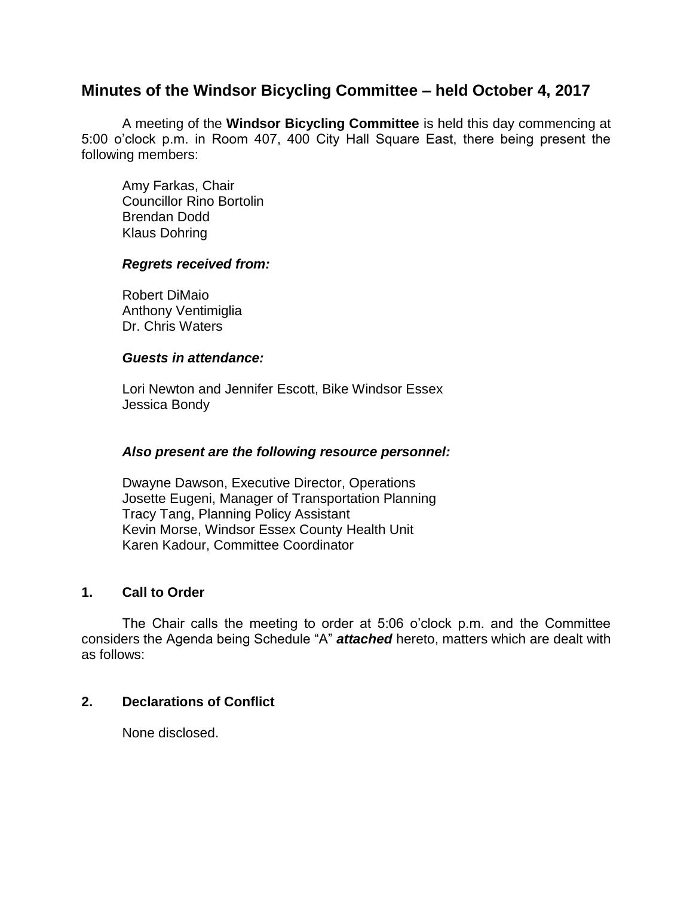# Minutes of the Windsor Bicycling Committee – held October 4, 2017

A meeting of the **Windsor Bicycling Committee** is held this day commencing at 5:00 o'clock p.m. in Room 407, 400 City Hall Square East, there being present the following members:

Amy Farkas, Chair
Councillor Rino Bortolin
Brendan Dodd
Klaus Dohring

***Regrets received from:***

Robert DiMaio
Anthony Ventimiglia
Dr. Chris Waters

***Guests in attendance:***

Lori Newton and Jennifer Escott, Bike Windsor Essex
Jessica Bondy

***Also present are the following resource personnel:***

Dwayne Dawson, Executive Director, Operations
Josette Eugeni, Manager of Transportation Planning
Tracy Tang, Planning Policy Assistant
Kevin Morse, Windsor Essex County Health Unit
Karen Kadour, Committee Coordinator

## 1. Call to Order

The Chair calls the meeting to order at 5:06 o'clock p.m. and the Committee considers the Agenda being Schedule "A" ***attached*** hereto, matters which are dealt with as follows:

## 2. Declarations of Conflict

None disclosed.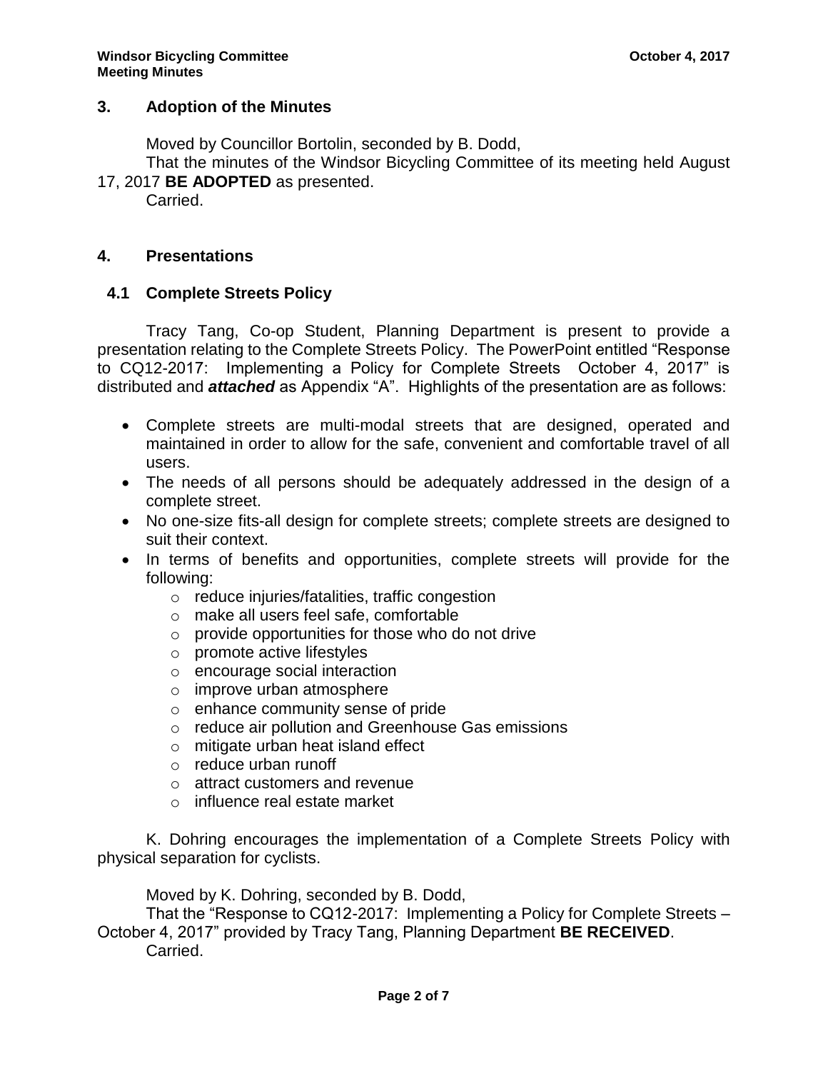## 3. Adoption of the Minutes

Moved by Councillor Bortolin, seconded by B. Dodd,

That the minutes of the Windsor Bicycling Committee of its meeting held August 17, 2017 **BE ADOPTED** as presented.

Carried.

## 4. Presentations

### 4.1 Complete Streets Policy

Tracy Tang, Co-op Student, Planning Department is present to provide a presentation relating to the Complete Streets Policy. The PowerPoint entitled "Response to CQ12-2017: Implementing a Policy for Complete Streets October 4, 2017" is distributed and ***attached*** as Appendix "A". Highlights of the presentation are as follows:

- Complete streets are multi-modal streets that are designed, operated and maintained in order to allow for the safe, convenient and comfortable travel of all users.
- The needs of all persons should be adequately addressed in the design of a complete street.
- No one-size fits-all design for complete streets; complete streets are designed to suit their context.
- In terms of benefits and opportunities, complete streets will provide for the following:
  - reduce injuries/fatalities, traffic congestion
  - make all users feel safe, comfortable
  - provide opportunities for those who do not drive
  - promote active lifestyles
  - encourage social interaction
  - improve urban atmosphere
  - enhance community sense of pride
  - reduce air pollution and Greenhouse Gas emissions
  - mitigate urban heat island effect
  - reduce urban runoff
  - attract customers and revenue
  - influence real estate market

K. Dohring encourages the implementation of a Complete Streets Policy with physical separation for cyclists.

Moved by K. Dohring, seconded by B. Dodd,

That the "Response to CQ12-2017: Implementing a Policy for Complete Streets – October 4, 2017" provided by Tracy Tang, Planning Department **BE RECEIVED**.

Carried.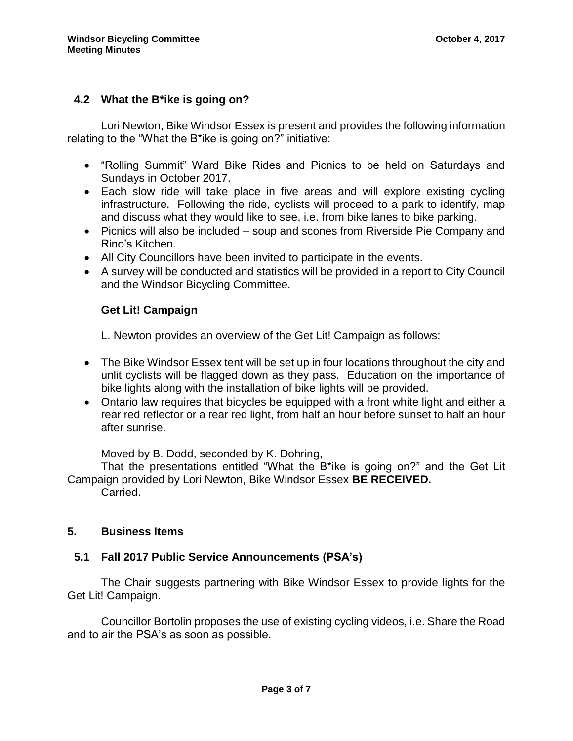## 4.2 What the B*ike is going on?

Lori Newton, Bike Windsor Essex is present and provides the following information relating to the "What the B*ike is going on?" initiative:

- "Rolling Summit" Ward Bike Rides and Picnics to be held on Saturdays and Sundays in October 2017.
- Each slow ride will take place in five areas and will explore existing cycling infrastructure. Following the ride, cyclists will proceed to a park to identify, map and discuss what they would like to see, i.e. from bike lanes to bike parking.
- Picnics will also be included – soup and scones from Riverside Pie Company and Rino's Kitchen.
- All City Councillors have been invited to participate in the events.
- A survey will be conducted and statistics will be provided in a report to City Council and the Windsor Bicycling Committee.

### Get Lit! Campaign

L. Newton provides an overview of the Get Lit! Campaign as follows:

- The Bike Windsor Essex tent will be set up in four locations throughout the city and unlit cyclists will be flagged down as they pass. Education on the importance of bike lights along with the installation of bike lights will be provided.
- Ontario law requires that bicycles be equipped with a front white light and either a rear red reflector or a rear red light, from half an hour before sunset to half an hour after sunrise.

Moved by B. Dodd, seconded by K. Dohring,

That the presentations entitled "What the B*ike is going on?" and the Get Lit Campaign provided by Lori Newton, Bike Windsor Essex **BE RECEIVED.**

Carried.

## 5. Business Items

## 5.1 Fall 2017 Public Service Announcements (PSA's)

The Chair suggests partnering with Bike Windsor Essex to provide lights for the Get Lit! Campaign.

Councillor Bortolin proposes the use of existing cycling videos, i.e. Share the Road and to air the PSA's as soon as possible.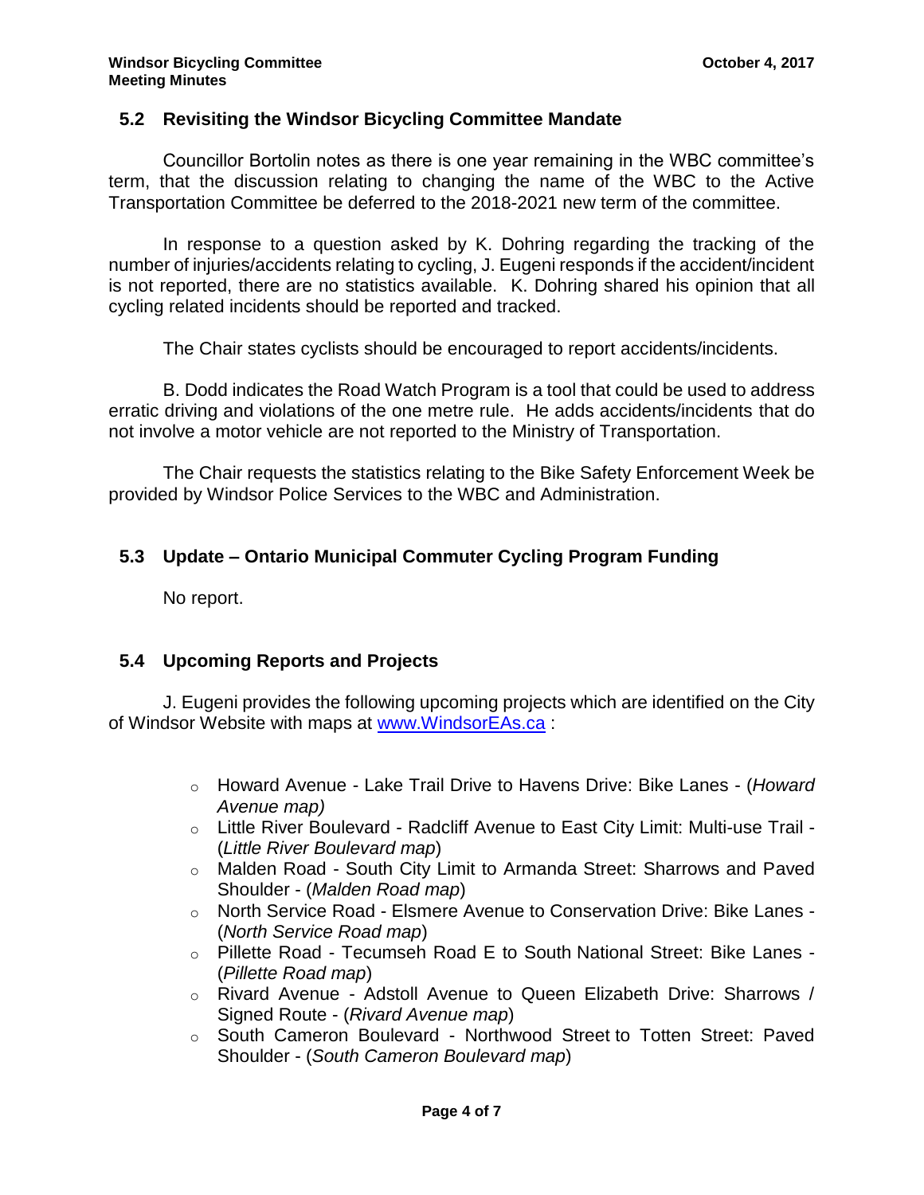## 5.2 Revisiting the Windsor Bicycling Committee Mandate

Councillor Bortolin notes as there is one year remaining in the WBC committee's term, that the discussion relating to changing the name of the WBC to the Active Transportation Committee be deferred to the 2018-2021 new term of the committee.

In response to a question asked by K. Dohring regarding the tracking of the number of injuries/accidents relating to cycling, J. Eugeni responds if the accident/incident is not reported, there are no statistics available. K. Dohring shared his opinion that all cycling related incidents should be reported and tracked.

The Chair states cyclists should be encouraged to report accidents/incidents.

B. Dodd indicates the Road Watch Program is a tool that could be used to address erratic driving and violations of the one metre rule. He adds accidents/incidents that do not involve a motor vehicle are not reported to the Ministry of Transportation.

The Chair requests the statistics relating to the Bike Safety Enforcement Week be provided by Windsor Police Services to the WBC and Administration.

## 5.3 Update – Ontario Municipal Commuter Cycling Program Funding

No report.

## 5.4 Upcoming Reports and Projects

J. Eugeni provides the following upcoming projects which are identified on the City of Windsor Website with maps at [www.WindsorEAs.ca](http://www.WindsorEAs.ca) :

- Howard Avenue - Lake Trail Drive to Havens Drive: Bike Lanes - (*Howard Avenue map)*
- Little River Boulevard - Radcliff Avenue to East City Limit: Multi-use Trail - (*Little River Boulevard map*)
- Malden Road - South City Limit to Armanda Street: Sharrows and Paved Shoulder - (*Malden Road map*)
- North Service Road - Elsmere Avenue to Conservation Drive: Bike Lanes - (*North Service Road map*)
- Pillette Road - Tecumseh Road E to South National Street: Bike Lanes - (*Pillette Road map*)
- Rivard Avenue - Adstoll Avenue to Queen Elizabeth Drive: Sharrows / Signed Route - (*Rivard Avenue map*)
- South Cameron Boulevard - Northwood Street to Totten Street: Paved Shoulder - (*South Cameron Boulevard map*)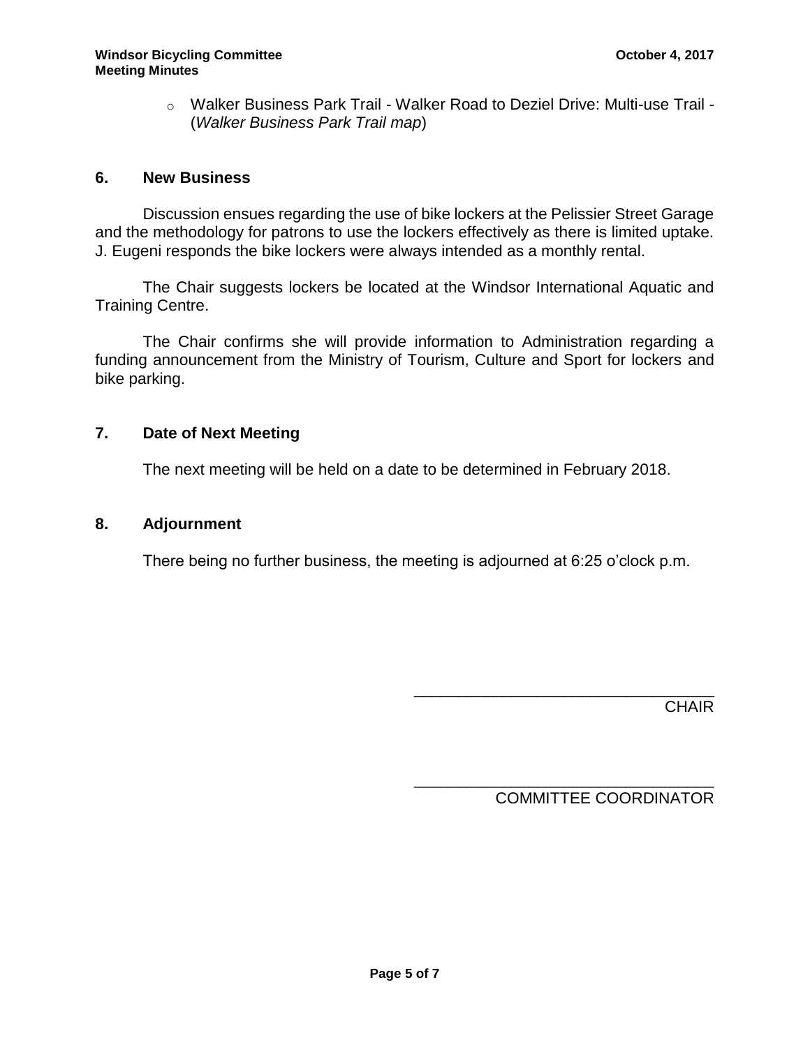- Walker Business Park Trail - Walker Road to Deziel Drive: Multi-use Trail - (*Walker Business Park Trail map*)

## 6. New Business

Discussion ensues regarding the use of bike lockers at the Pelissier Street Garage and the methodology for patrons to use the lockers effectively as there is limited uptake. J. Eugeni responds the bike lockers were always intended as a monthly rental.

The Chair suggests lockers be located at the Windsor International Aquatic and Training Centre.

The Chair confirms she will provide information to Administration regarding a funding announcement from the Ministry of Tourism, Culture and Sport for lockers and bike parking.

## 7. Date of Next Meeting

The next meeting will be held on a date to be determined in February 2018.

## 8. Adjournment

There being no further business, the meeting is adjourned at 6:25 o'clock p.m.

\_\_\_\_\_\_\_\_\_\_\_\_\_\_\_\_\_\_\_\_\_\_\_\_\_\_\_\_\_\_\_\_\_\_\_\_
CHAIR

\_\_\_\_\_\_\_\_\_\_\_\_\_\_\_\_\_\_\_\_\_\_\_\_\_\_\_\_\_\_\_\_\_\_\_\_
COMMITTEE COORDINATOR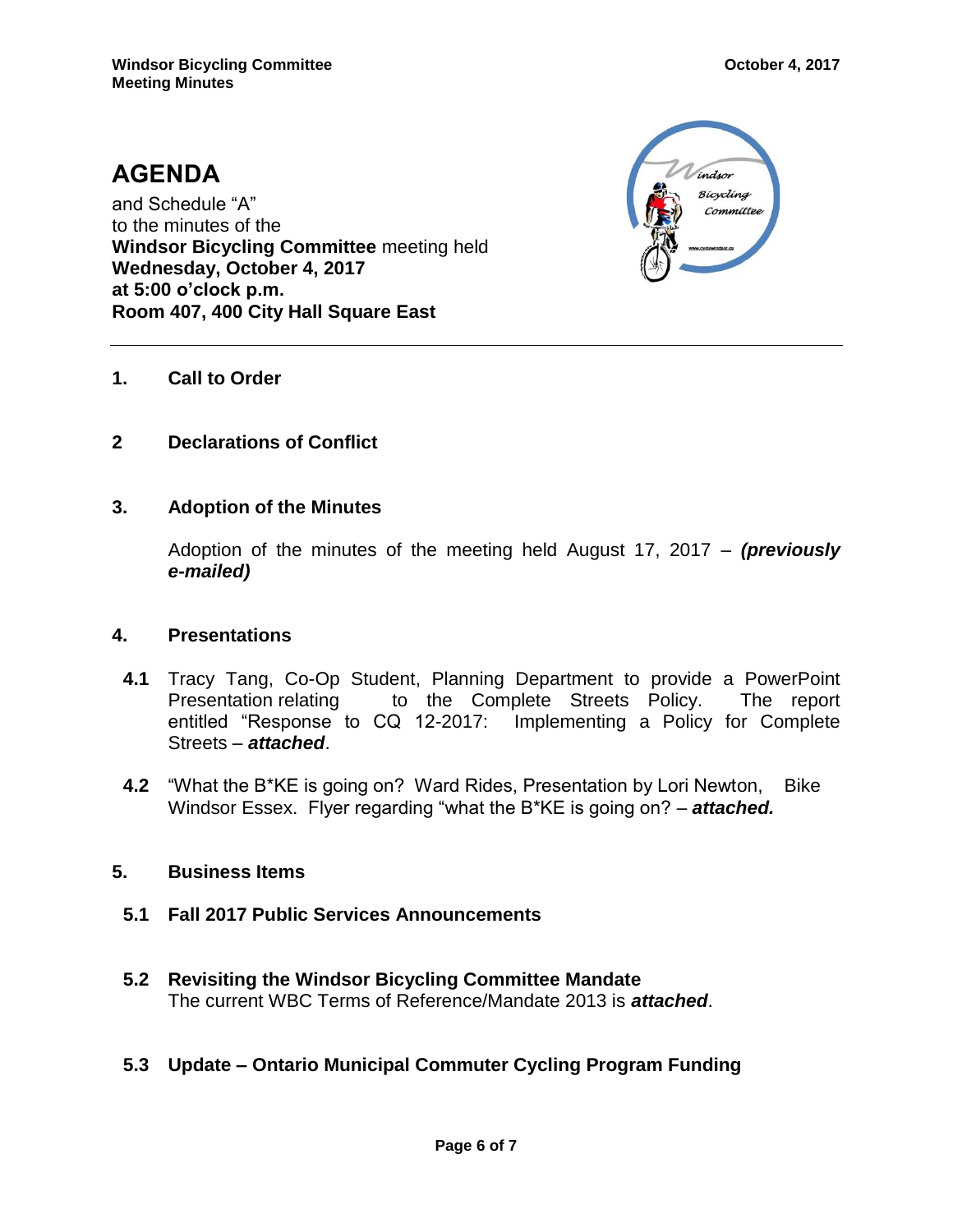# AGENDA

and Schedule "A"
to the minutes of the
**Windsor Bicycling Committee** meeting held
**Wednesday, October 4, 2017**
**at 5:00 o'clock p.m.**
**Room 407, 400 City Hall Square East**

---

## 1. Call to Order

## 2 Declarations of Conflict

## 3. Adoption of the Minutes

Adoption of the minutes of the meeting held August 17, 2017 – ***(previously e-mailed)***

## 4. Presentations

**4.1** Tracy Tang, Co-Op Student, Planning Department to provide a PowerPoint Presentation relating to the Complete Streets Policy. The report entitled "Response to CQ 12-2017: Implementing a Policy for Complete Streets – ***attached***.

**4.2** "What the B*KE is going on? Ward Rides, Presentation by Lori Newton, Bike Windsor Essex. Flyer regarding "what the B*KE is going on? – ***attached.***

## 5. Business Items

**5.1 Fall 2017 Public Services Announcements**

**5.2 Revisiting the Windsor Bicycling Committee Mandate**
The current WBC Terms of Reference/Mandate 2013 is ***attached***.

**5.3 Update – Ontario Municipal Commuter Cycling Program Funding**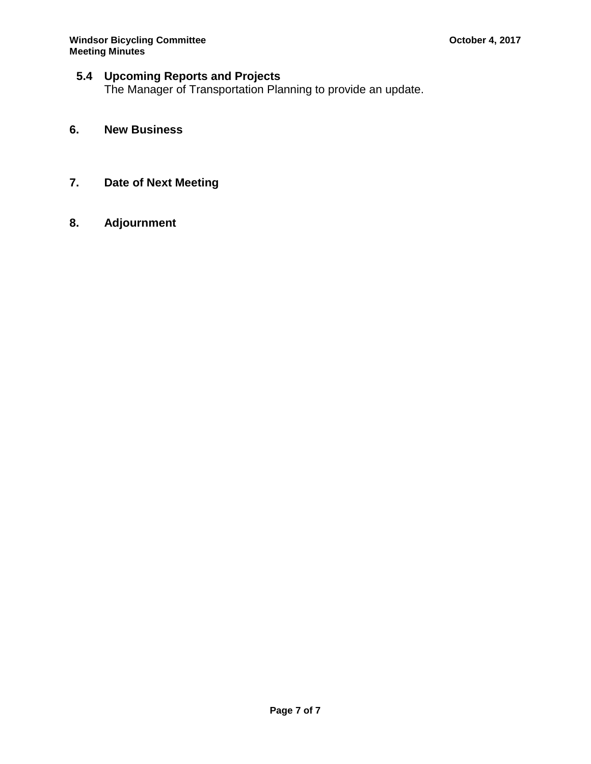### 5.4 Upcoming Reports and Projects

The Manager of Transportation Planning to provide an update.

## 6. New Business

## 7. Date of Next Meeting

## 8. Adjournment